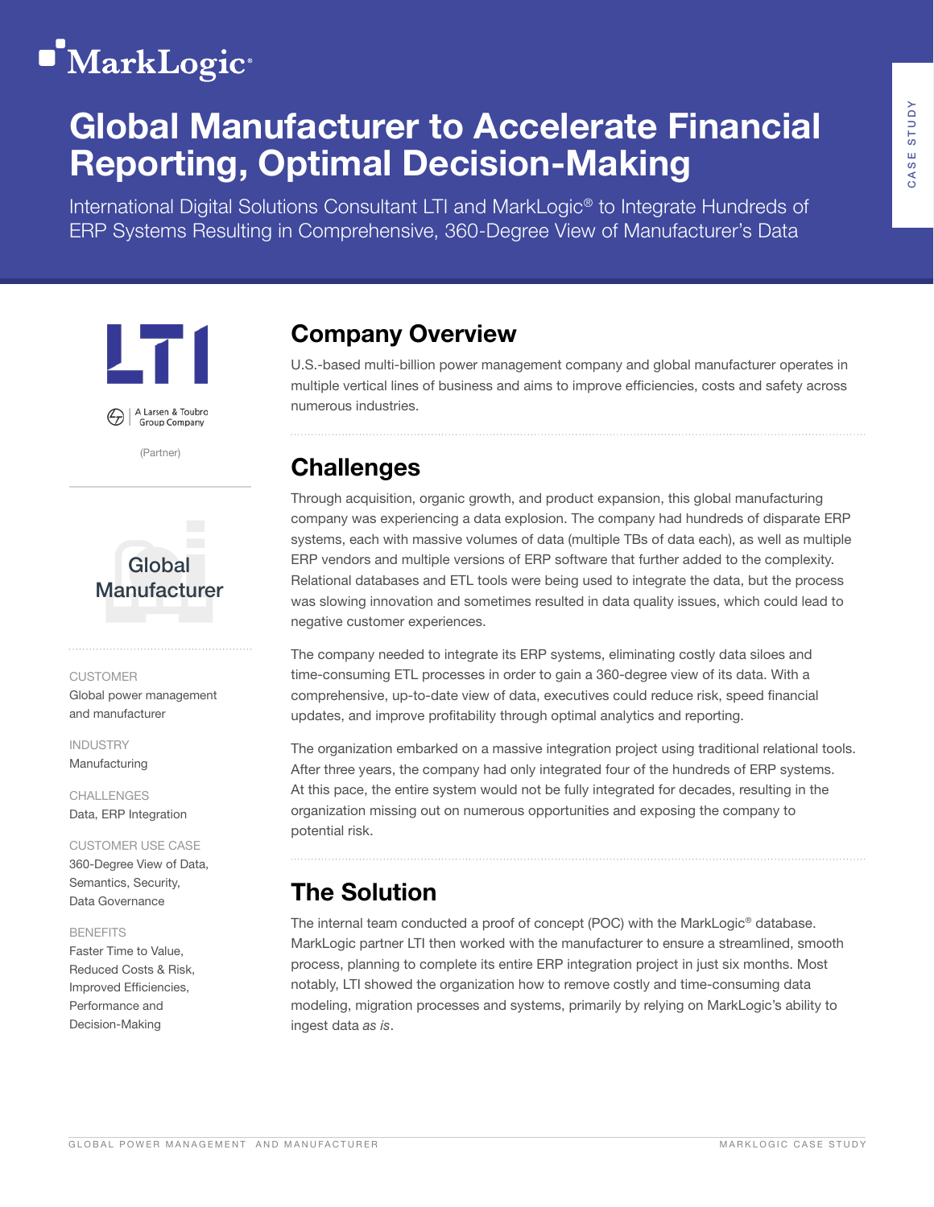MarkLogic

CASE STUDY

# Global Manufacturer to Accelerate Financial Reporting, Optimal Decision-Making

International Digital Solutions Consultant LTI and MarkLogic® to Integrate Hundreds of ERP Systems Resulting in Comprehensive, 360-Degree View of Manufacturer's Data

LTI

A Larsen & Toubro Group Company

(Partner)

Global Manufacturer

CUSTOMER
Global power management and manufacturer

INDUSTRY
Manufacturing

CHALLENGES
Data, ERP Integration

CUSTOMER USE CASE
360-Degree View of Data, Semantics, Security, Data Governance

BENEFITS
Faster Time to Value, Reduced Costs & Risk, Improved Efficiencies, Performance and Decision-Making

## Company Overview

U.S.-based multi-billion power management company and global manufacturer operates in multiple vertical lines of business and aims to improve efficiencies, costs and safety across numerous industries.

## Challenges

Through acquisition, organic growth, and product expansion, this global manufacturing company was experiencing a data explosion. The company had hundreds of disparate ERP systems, each with massive volumes of data (multiple TBs of data each), as well as multiple ERP vendors and multiple versions of ERP software that further added to the complexity. Relational databases and ETL tools were being used to integrate the data, but the process was slowing innovation and sometimes resulted in data quality issues, which could lead to negative customer experiences.

The company needed to integrate its ERP systems, eliminating costly data siloes and time-consuming ETL processes in order to gain a 360-degree view of its data. With a comprehensive, up-to-date view of data, executives could reduce risk, speed financial updates, and improve profitability through optimal analytics and reporting.

The organization embarked on a massive integration project using traditional relational tools. After three years, the company had only integrated four of the hundreds of ERP systems. At this pace, the entire system would not be fully integrated for decades, resulting in the organization missing out on numerous opportunities and exposing the company to potential risk.

## The Solution

The internal team conducted a proof of concept (POC) with the MarkLogic® database. MarkLogic partner LTI then worked with the manufacturer to ensure a streamlined, smooth process, planning to complete its entire ERP integration project in just six months. Most notably, LTI showed the organization how to remove costly and time-consuming data modeling, migration processes and systems, primarily by relying on MarkLogic's ability to ingest data *as is*.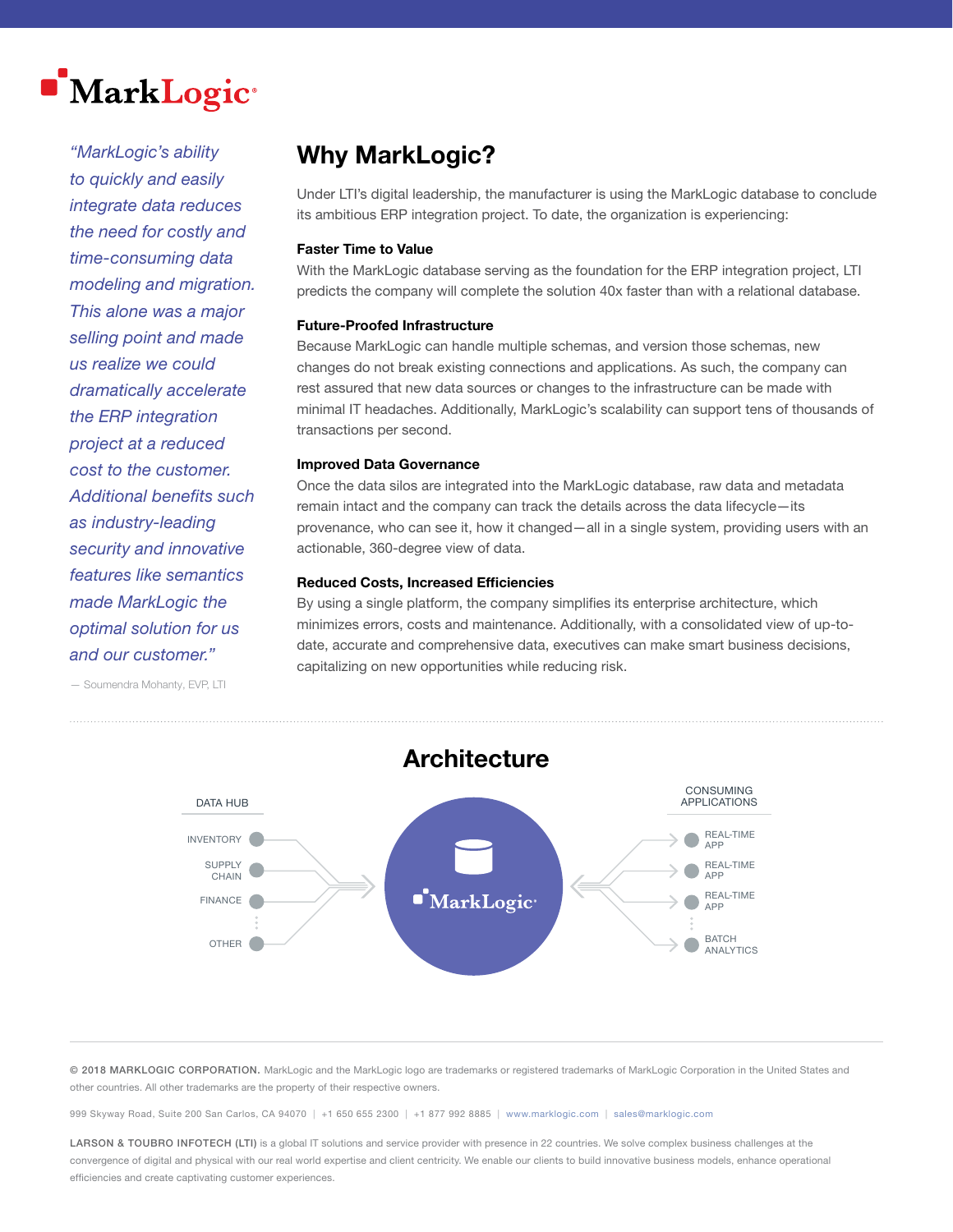MarkLogic

*"MarkLogic's ability to quickly and easily integrate data reduces the need for costly and time-consuming data modeling and migration. This alone was a major selling point and made us realize we could dramatically accelerate the ERP integration project at a reduced cost to the customer. Additional benefits such as industry-leading security and innovative features like semantics made MarkLogic the optimal solution for us and our customer."*

— Soumendra Mohanty, EVP, LTI

## Why MarkLogic?

Under LTI's digital leadership, the manufacturer is using the MarkLogic database to conclude its ambitious ERP integration project. To date, the organization is experiencing:

**Faster Time to Value**

With the MarkLogic database serving as the foundation for the ERP integration project, LTI predicts the company will complete the solution 40x faster than with a relational database.

**Future-Proofed Infrastructure**

Because MarkLogic can handle multiple schemas, and version those schemas, new changes do not break existing connections and applications. As such, the company can rest assured that new data sources or changes to the infrastructure can be made with minimal IT headaches. Additionally, MarkLogic's scalability can support tens of thousands of transactions per second.

**Improved Data Governance**

Once the data silos are integrated into the MarkLogic database, raw data and metadata remain intact and the company can track the details across the data lifecycle—its provenance, who can see it, how it changed—all in a single system, providing users with an actionable, 360-degree view of data.

**Reduced Costs, Increased Efficiencies**

By using a single platform, the company simplifies its enterprise architecture, which minimizes errors, costs and maintenance. Additionally, with a consolidated view of up-to-date, accurate and comprehensive data, executives can make smart business decisions, capitalizing on new opportunities while reducing risk.

## Architecture

DATA HUB

INVENTORY

SUPPLY CHAIN

FINANCE

OTHER

MarkLogic

CONSUMING APPLICATIONS

REAL-TIME APP

REAL-TIME APP

REAL-TIME APP

BATCH ANALYTICS

© 2018 MARKLOGIC CORPORATION. MarkLogic and the MarkLogic logo are trademarks or registered trademarks of MarkLogic Corporation in the United States and other countries. All other trademarks are the property of their respective owners.

999 Skyway Road, Suite 200 San Carlos, CA 94070 | +1 650 655 2300 | +1 877 992 8885 | www.marklogic.com | sales@marklogic.com

LARSON & TOUBRO INFOTECH (LTI) is a global IT solutions and service provider with presence in 22 countries. We solve complex business challenges at the convergence of digital and physical with our real world expertise and client centricity. We enable our clients to build innovative business models, enhance operational efficiencies and create captivating customer experiences.